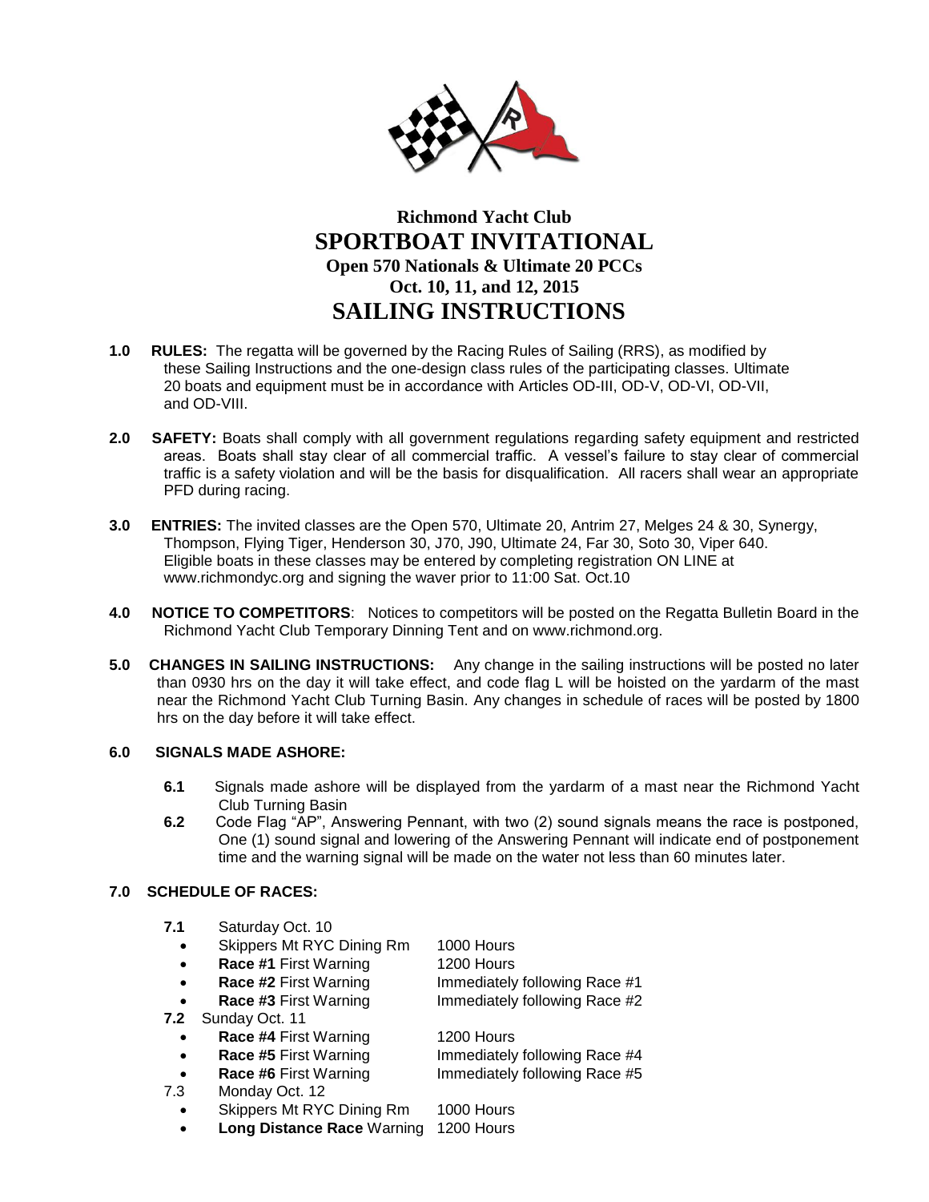# Richmond Yacht Club

# SPORTBOAT INVITATIONAL

## Open 570 Nationals & Ultimate 20 PCCs

## Oct. 10, 11, and 12, 2015

# SAILING INSTRUCTIONS

**1.0 RULES:** The regatta will be governed by the Racing Rules of Sailing (RRS), as modified by these Sailing Instructions and the one-design class rules of the participating classes. Ultimate 20 boats and equipment must be in accordance with Articles OD-III, OD-V, OD-VI, OD-VII, and OD-VIII.

**2.0 SAFETY:** Boats shall comply with all government regulations regarding safety equipment and restricted areas. Boats shall stay clear of all commercial traffic. A vessel's failure to stay clear of commercial traffic is a safety violation and will be the basis for disqualification. All racers shall wear an appropriate PFD during racing.

**3.0 ENTRIES:** The invited classes are the Open 570, Ultimate 20, Antrim 27, Melges 24 & 30, Synergy, Thompson, Flying Tiger, Henderson 30, J70, J90, Ultimate 24, Far 30, Soto 30, Viper 640. Eligible boats in these classes may be entered by completing registration ON LINE at www.richmondyc.org and signing the waver prior to 11:00 Sat. Oct.10

**4.0 NOTICE TO COMPETITORS**: Notices to competitors will be posted on the Regatta Bulletin Board in the Richmond Yacht Club Temporary Dinning Tent and on www.richmond.org.

**5.0 CHANGES IN SAILING INSTRUCTIONS:** Any change in the sailing instructions will be posted no later than 0930 hrs on the day it will take effect, and code flag L will be hoisted on the yardarm of the mast near the Richmond Yacht Club Turning Basin. Any changes in schedule of races will be posted by 1800 hrs on the day before it will take effect.

**6.0 SIGNALS MADE ASHORE:**

**6.1** Signals made ashore will be displayed from the yardarm of a mast near the Richmond Yacht Club Turning Basin

**6.2** Code Flag "AP", Answering Pennant, with two (2) sound signals means the race is postponed, One (1) sound signal and lowering of the Answering Pennant will indicate end of postponement time and the warning signal will be made on the water not less than 60 minutes later.

**7.0 SCHEDULE OF RACES:**

**7.1** Saturday Oct. 10

- Skippers Mt RYC Dining Rm — 1000 Hours
- **Race #1** First Warning — 1200 Hours
- **Race #2** First Warning — Immediately following Race #1
- **Race #3** First Warning — Immediately following Race #2

**7.2** Sunday Oct. 11

- **Race #4** First Warning — 1200 Hours
- **Race #5** First Warning — Immediately following Race #4
- **Race #6** First Warning — Immediately following Race #5

7.3 Monday Oct. 12

- Skippers Mt RYC Dining Rm — 1000 Hours
- **Long Distance Race** Warning — 1200 Hours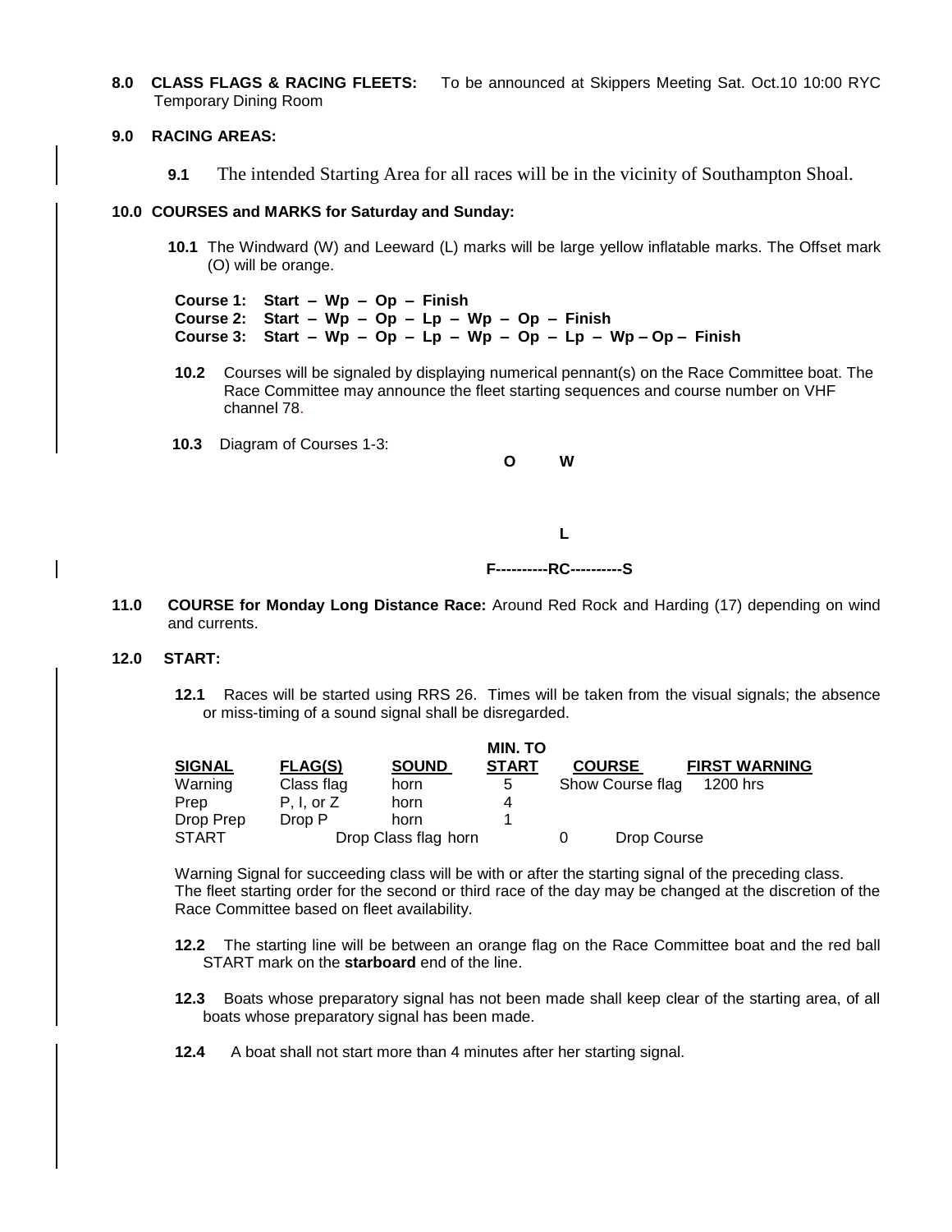**8.0 CLASS FLAGS & RACING FLEETS:** To be announced at Skippers Meeting Sat. Oct.10 10:00 RYC Temporary Dining Room

**9.0 RACING AREAS:**

**9.1** The intended Starting Area for all races will be in the vicinity of Southampton Shoal.

**10.0 COURSES and MARKS for Saturday and Sunday:**

**10.1** The Windward (W) and Leeward (L) marks will be large yellow inflatable marks. The Offset mark (O) will be orange.

**Course 1: Start – Wp – Op – Finish**
**Course 2: Start – Wp – Op – Lp – Wp – Op – Finish**
**Course 3: Start – Wp – Op – Lp – Wp – Op – Lp – Wp – Op – Finish**

**10.2** Courses will be signaled by displaying numerical pennant(s) on the Race Committee boat. The Race Committee may announce the fleet starting sequences and course number on VHF channel 78.

**10.3** Diagram of Courses 1-3:

```
O        W



         L

F----------RC----------S
```

**11.0 COURSE for Monday Long Distance Race:** Around Red Rock and Harding (17) depending on wind and currents.

**12.0 START:**

**12.1** Races will be started using RRS 26. Times will be taken from the visual signals; the absence or miss-timing of a sound signal shall be disregarded.

| SIGNAL | FLAG(S) | SOUND | MIN. TO START | COURSE | FIRST WARNING |
|---|---|---|---|---|---|
| Warning | Class flag | horn | 5 | Show Course flag | 1200 hrs |
| Prep | P, I, or Z | horn | 4 | | |
| Drop Prep | Drop P | horn | 1 | | |
| START | Drop Class flag | horn | 0 | Drop Course | |

Warning Signal for succeeding class will be with or after the starting signal of the preceding class. The fleet starting order for the second or third race of the day may be changed at the discretion of the Race Committee based on fleet availability.

**12.2** The starting line will be between an orange flag on the Race Committee boat and the red ball START mark on the **starboard** end of the line.

**12.3** Boats whose preparatory signal has not been made shall keep clear of the starting area, of all boats whose preparatory signal has been made.

**12.4** A boat shall not start more than 4 minutes after her starting signal.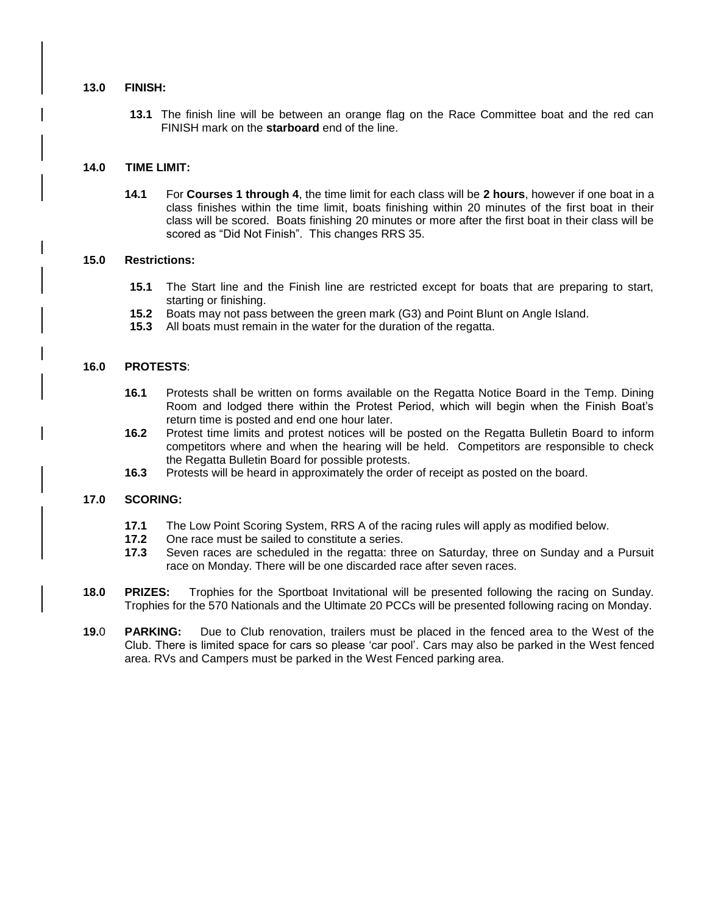## 13.0 FINISH:

**13.1** The finish line will be between an orange flag on the Race Committee boat and the red can FINISH mark on the **starboard** end of the line.

## 14.0 TIME LIMIT:

**14.1** For **Courses 1 through 4**, the time limit for each class will be **2 hours**, however if one boat in a class finishes within the time limit, boats finishing within 20 minutes of the first boat in their class will be scored. Boats finishing 20 minutes or more after the first boat in their class will be scored as "Did Not Finish". This changes RRS 35.

## 15.0 Restrictions:

**15.1** The Start line and the Finish line are restricted except for boats that are preparing to start, starting or finishing.
**15.2** Boats may not pass between the green mark (G3) and Point Blunt on Angle Island.
**15.3** All boats must remain in the water for the duration of the regatta.

## 16.0 PROTESTS:

**16.1** Protests shall be written on forms available on the Regatta Notice Board in the Temp. Dining Room and lodged there within the Protest Period, which will begin when the Finish Boat's return time is posted and end one hour later.
**16.2** Protest time limits and protest notices will be posted on the Regatta Bulletin Board to inform competitors where and when the hearing will be held. Competitors are responsible to check the Regatta Bulletin Board for possible protests.
**16.3** Protests will be heard in approximately the order of receipt as posted on the board.

## 17.0 SCORING:

**17.1** The Low Point Scoring System, RRS A of the racing rules will apply as modified below.
**17.2** One race must be sailed to constitute a series.
**17.3** Seven races are scheduled in the regatta: three on Saturday, three on Sunday and a Pursuit race on Monday. There will be one discarded race after seven races.

**18.0 PRIZES:** Trophies for the Sportboat Invitational will be presented following the racing on Sunday. Trophies for the 570 Nationals and the Ultimate 20 PCCs will be presented following racing on Monday.

**19.**0 **PARKING:** Due to Club renovation, trailers must be placed in the fenced area to the West of the Club. There is limited space for cars so please 'car pool'. Cars may also be parked in the West fenced area. RVs and Campers must be parked in the West Fenced parking area.